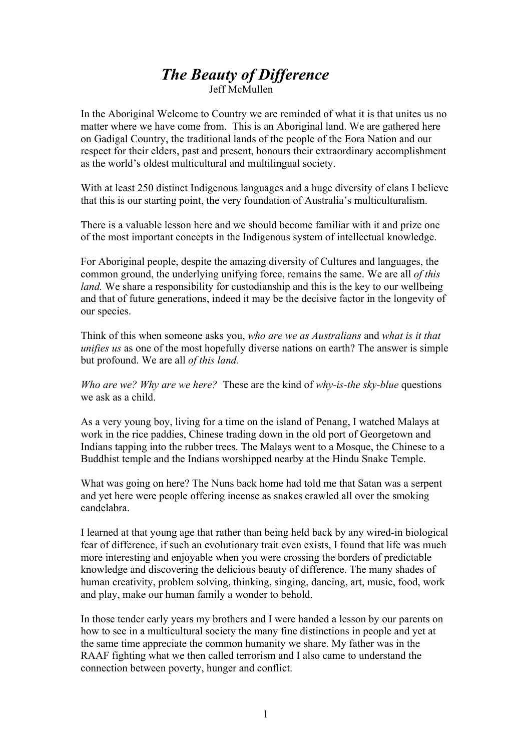# *The Beauty of Difference*

Jeff McMullen

In the Aboriginal Welcome to Country we are reminded of what it is that unites us no matter where we have come from. This is an Aboriginal land. We are gathered here on Gadigal Country, the traditional lands of the people of the Eora Nation and our respect for their elders, past and present, honours their extraordinary accomplishment as the world's oldest multicultural and multilingual society.

With at least 250 distinct Indigenous languages and a huge diversity of clans I believe that this is our starting point, the very foundation of Australia's multiculturalism.

There is a valuable lesson here and we should become familiar with it and prize one of the most important concepts in the Indigenous system of intellectual knowledge.

For Aboriginal people, despite the amazing diversity of Cultures and languages, the common ground, the underlying unifying force, remains the same. We are all *of this land.* We share a responsibility for custodianship and this is the key to our wellbeing and that of future generations, indeed it may be the decisive factor in the longevity of our species.

Think of this when someone asks you, *who are we as Australians* and *what is it that unifies us* as one of the most hopefully diverse nations on earth? The answer is simple but profound. We are all *of this land.*

*Who are we? Why are we here?* These are the kind of *why-is-the sky-blue* questions we ask as a child.

As a very young boy, living for a time on the island of Penang, I watched Malays at work in the rice paddies, Chinese trading down in the old port of Georgetown and Indians tapping into the rubber trees. The Malays went to a Mosque, the Chinese to a Buddhist temple and the Indians worshipped nearby at the Hindu Snake Temple.

What was going on here? The Nuns back home had told me that Satan was a serpent and yet here were people offering incense as snakes crawled all over the smoking candelabra.

I learned at that young age that rather than being held back by any wired-in biological fear of difference, if such an evolutionary trait even exists, I found that life was much more interesting and enjoyable when you were crossing the borders of predictable knowledge and discovering the delicious beauty of difference. The many shades of human creativity, problem solving, thinking, singing, dancing, art, music, food, work and play, make our human family a wonder to behold.

In those tender early years my brothers and I were handed a lesson by our parents on how to see in a multicultural society the many fine distinctions in people and yet at the same time appreciate the common humanity we share. My father was in the RAAF fighting what we then called terrorism and I also came to understand the connection between poverty, hunger and conflict.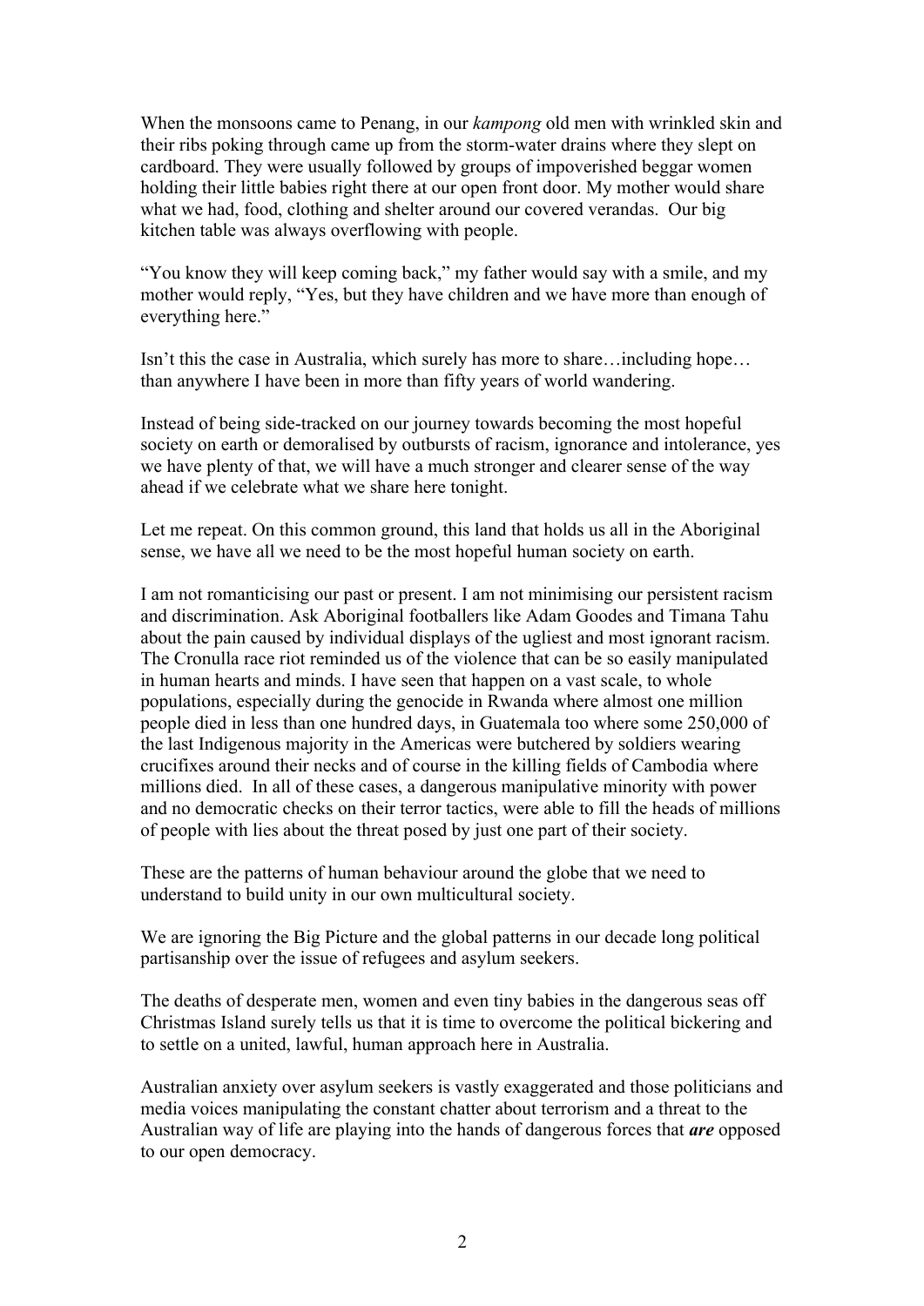When the monsoons came to Penang, in our *kampong* old men with wrinkled skin and their ribs poking through came up from the storm-water drains where they slept on cardboard. They were usually followed by groups of impoverished beggar women holding their little babies right there at our open front door. My mother would share what we had, food, clothing and shelter around our covered verandas. Our big kitchen table was always overflowing with people.

"You know they will keep coming back," my father would say with a smile, and my mother would reply, "Yes, but they have children and we have more than enough of everything here."

Isn't this the case in Australia, which surely has more to share…including hope… than anywhere I have been in more than fifty years of world wandering.

Instead of being side-tracked on our journey towards becoming the most hopeful society on earth or demoralised by outbursts of racism, ignorance and intolerance, yes we have plenty of that, we will have a much stronger and clearer sense of the way ahead if we celebrate what we share here tonight.

Let me repeat. On this common ground, this land that holds us all in the Aboriginal sense, we have all we need to be the most hopeful human society on earth.

I am not romanticising our past or present. I am not minimising our persistent racism and discrimination. Ask Aboriginal footballers like Adam Goodes and Timana Tahu about the pain caused by individual displays of the ugliest and most ignorant racism. The Cronulla race riot reminded us of the violence that can be so easily manipulated in human hearts and minds. I have seen that happen on a vast scale, to whole populations, especially during the genocide in Rwanda where almost one million people died in less than one hundred days, in Guatemala too where some 250,000 of the last Indigenous majority in the Americas were butchered by soldiers wearing crucifixes around their necks and of course in the killing fields of Cambodia where millions died. In all of these cases, a dangerous manipulative minority with power and no democratic checks on their terror tactics, were able to fill the heads of millions of people with lies about the threat posed by just one part of their society.

These are the patterns of human behaviour around the globe that we need to understand to build unity in our own multicultural society.

We are ignoring the Big Picture and the global patterns in our decade long political partisanship over the issue of refugees and asylum seekers.

The deaths of desperate men, women and even tiny babies in the dangerous seas off Christmas Island surely tells us that it is time to overcome the political bickering and to settle on a united, lawful, human approach here in Australia.

Australian anxiety over asylum seekers is vastly exaggerated and those politicians and media voices manipulating the constant chatter about terrorism and a threat to the Australian way of life are playing into the hands of dangerous forces that ***are*** opposed to our open democracy.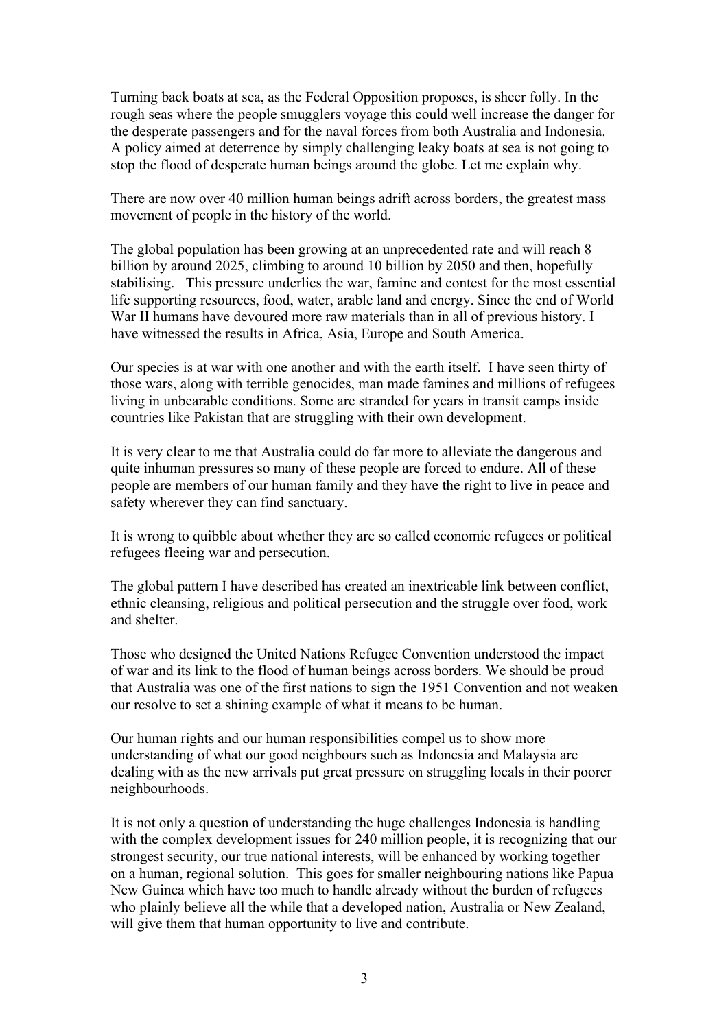Turning back boats at sea, as the Federal Opposition proposes, is sheer folly. In the rough seas where the people smugglers voyage this could well increase the danger for the desperate passengers and for the naval forces from both Australia and Indonesia. A policy aimed at deterrence by simply challenging leaky boats at sea is not going to stop the flood of desperate human beings around the globe. Let me explain why.

There are now over 40 million human beings adrift across borders, the greatest mass movement of people in the history of the world.

The global population has been growing at an unprecedented rate and will reach 8 billion by around 2025, climbing to around 10 billion by 2050 and then, hopefully stabilising. This pressure underlies the war, famine and contest for the most essential life supporting resources, food, water, arable land and energy. Since the end of World War II humans have devoured more raw materials than in all of previous history. I have witnessed the results in Africa, Asia, Europe and South America.

Our species is at war with one another and with the earth itself. I have seen thirty of those wars, along with terrible genocides, man made famines and millions of refugees living in unbearable conditions. Some are stranded for years in transit camps inside countries like Pakistan that are struggling with their own development.

It is very clear to me that Australia could do far more to alleviate the dangerous and quite inhuman pressures so many of these people are forced to endure. All of these people are members of our human family and they have the right to live in peace and safety wherever they can find sanctuary.

It is wrong to quibble about whether they are so called economic refugees or political refugees fleeing war and persecution.

The global pattern I have described has created an inextricable link between conflict, ethnic cleansing, religious and political persecution and the struggle over food, work and shelter.

Those who designed the United Nations Refugee Convention understood the impact of war and its link to the flood of human beings across borders. We should be proud that Australia was one of the first nations to sign the 1951 Convention and not weaken our resolve to set a shining example of what it means to be human.

Our human rights and our human responsibilities compel us to show more understanding of what our good neighbours such as Indonesia and Malaysia are dealing with as the new arrivals put great pressure on struggling locals in their poorer neighbourhoods.

It is not only a question of understanding the huge challenges Indonesia is handling with the complex development issues for 240 million people, it is recognizing that our strongest security, our true national interests, will be enhanced by working together on a human, regional solution. This goes for smaller neighbouring nations like Papua New Guinea which have too much to handle already without the burden of refugees who plainly believe all the while that a developed nation, Australia or New Zealand, will give them that human opportunity to live and contribute.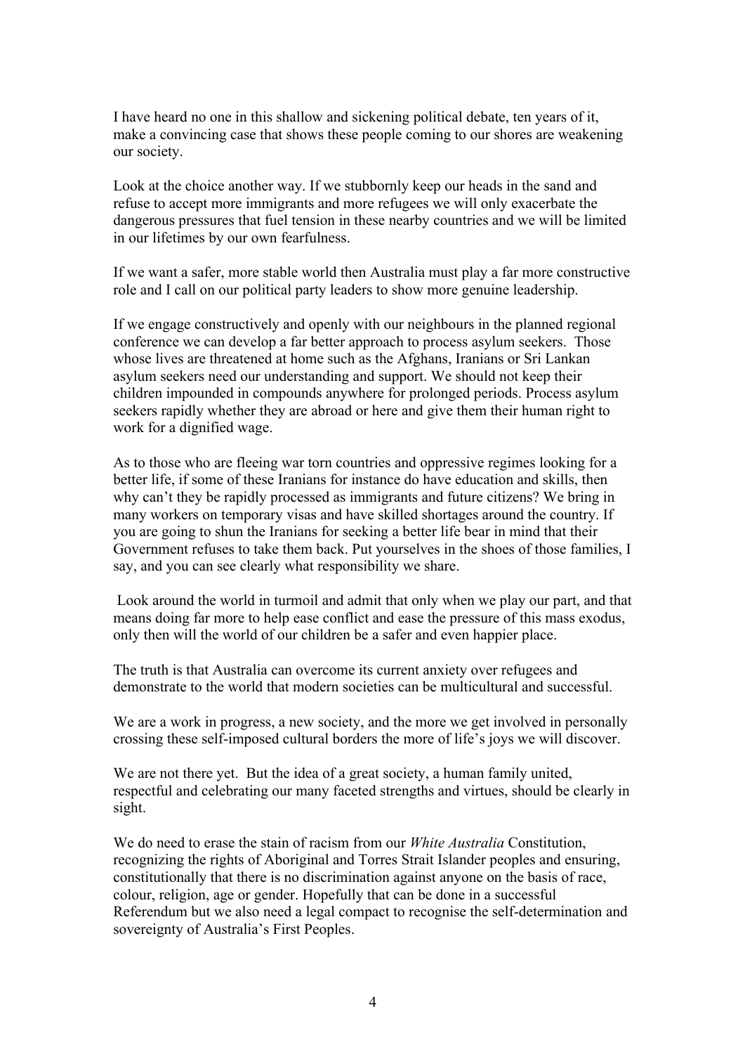I have heard no one in this shallow and sickening political debate, ten years of it, make a convincing case that shows these people coming to our shores are weakening our society.

Look at the choice another way. If we stubbornly keep our heads in the sand and refuse to accept more immigrants and more refugees we will only exacerbate the dangerous pressures that fuel tension in these nearby countries and we will be limited in our lifetimes by our own fearfulness.

If we want a safer, more stable world then Australia must play a far more constructive role and I call on our political party leaders to show more genuine leadership.

If we engage constructively and openly with our neighbours in the planned regional conference we can develop a far better approach to process asylum seekers. Those whose lives are threatened at home such as the Afghans, Iranians or Sri Lankan asylum seekers need our understanding and support. We should not keep their children impounded in compounds anywhere for prolonged periods. Process asylum seekers rapidly whether they are abroad or here and give them their human right to work for a dignified wage.

As to those who are fleeing war torn countries and oppressive regimes looking for a better life, if some of these Iranians for instance do have education and skills, then why can't they be rapidly processed as immigrants and future citizens? We bring in many workers on temporary visas and have skilled shortages around the country. If you are going to shun the Iranians for seeking a better life bear in mind that their Government refuses to take them back. Put yourselves in the shoes of those families, I say, and you can see clearly what responsibility we share.

Look around the world in turmoil and admit that only when we play our part, and that means doing far more to help ease conflict and ease the pressure of this mass exodus, only then will the world of our children be a safer and even happier place.

The truth is that Australia can overcome its current anxiety over refugees and demonstrate to the world that modern societies can be multicultural and successful.

We are a work in progress, a new society, and the more we get involved in personally crossing these self-imposed cultural borders the more of life's joys we will discover.

We are not there yet. But the idea of a great society, a human family united, respectful and celebrating our many faceted strengths and virtues, should be clearly in sight.

We do need to erase the stain of racism from our *White Australia* Constitution, recognizing the rights of Aboriginal and Torres Strait Islander peoples and ensuring, constitutionally that there is no discrimination against anyone on the basis of race, colour, religion, age or gender. Hopefully that can be done in a successful Referendum but we also need a legal compact to recognise the self-determination and sovereignty of Australia's First Peoples.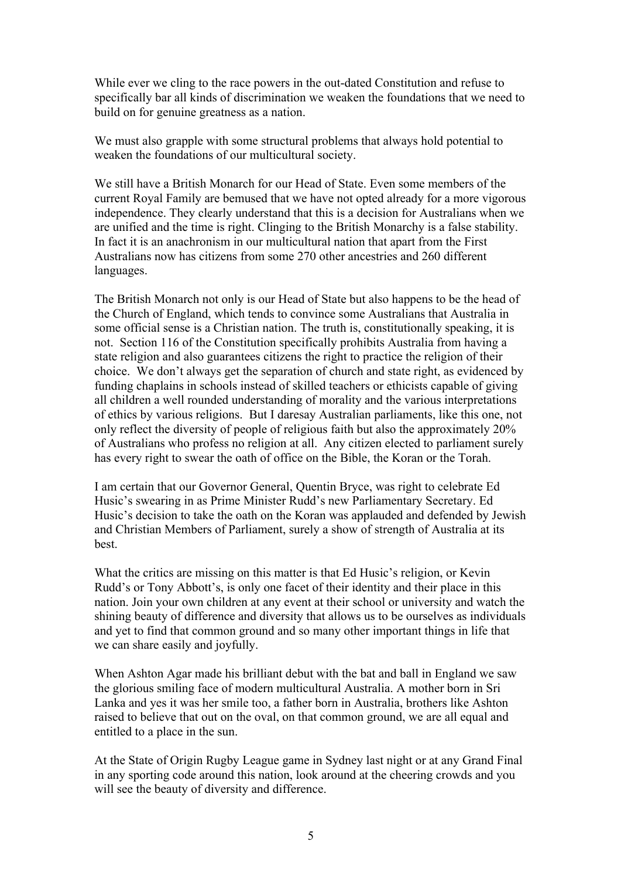While ever we cling to the race powers in the out-dated Constitution and refuse to specifically bar all kinds of discrimination we weaken the foundations that we need to build on for genuine greatness as a nation.

We must also grapple with some structural problems that always hold potential to weaken the foundations of our multicultural society.

We still have a British Monarch for our Head of State. Even some members of the current Royal Family are bemused that we have not opted already for a more vigorous independence. They clearly understand that this is a decision for Australians when we are unified and the time is right. Clinging to the British Monarchy is a false stability. In fact it is an anachronism in our multicultural nation that apart from the First Australians now has citizens from some 270 other ancestries and 260 different languages.

The British Monarch not only is our Head of State but also happens to be the head of the Church of England, which tends to convince some Australians that Australia in some official sense is a Christian nation. The truth is, constitutionally speaking, it is not. Section 116 of the Constitution specifically prohibits Australia from having a state religion and also guarantees citizens the right to practice the religion of their choice. We don't always get the separation of church and state right, as evidenced by funding chaplains in schools instead of skilled teachers or ethicists capable of giving all children a well rounded understanding of morality and the various interpretations of ethics by various religions. But I daresay Australian parliaments, like this one, not only reflect the diversity of people of religious faith but also the approximately 20% of Australians who profess no religion at all. Any citizen elected to parliament surely has every right to swear the oath of office on the Bible, the Koran or the Torah.

I am certain that our Governor General, Quentin Bryce, was right to celebrate Ed Husic's swearing in as Prime Minister Rudd's new Parliamentary Secretary. Ed Husic's decision to take the oath on the Koran was applauded and defended by Jewish and Christian Members of Parliament, surely a show of strength of Australia at its best.

What the critics are missing on this matter is that Ed Husic's religion, or Kevin Rudd's or Tony Abbott's, is only one facet of their identity and their place in this nation. Join your own children at any event at their school or university and watch the shining beauty of difference and diversity that allows us to be ourselves as individuals and yet to find that common ground and so many other important things in life that we can share easily and joyfully.

When Ashton Agar made his brilliant debut with the bat and ball in England we saw the glorious smiling face of modern multicultural Australia. A mother born in Sri Lanka and yes it was her smile too, a father born in Australia, brothers like Ashton raised to believe that out on the oval, on that common ground, we are all equal and entitled to a place in the sun.

At the State of Origin Rugby League game in Sydney last night or at any Grand Final in any sporting code around this nation, look around at the cheering crowds and you will see the beauty of diversity and difference.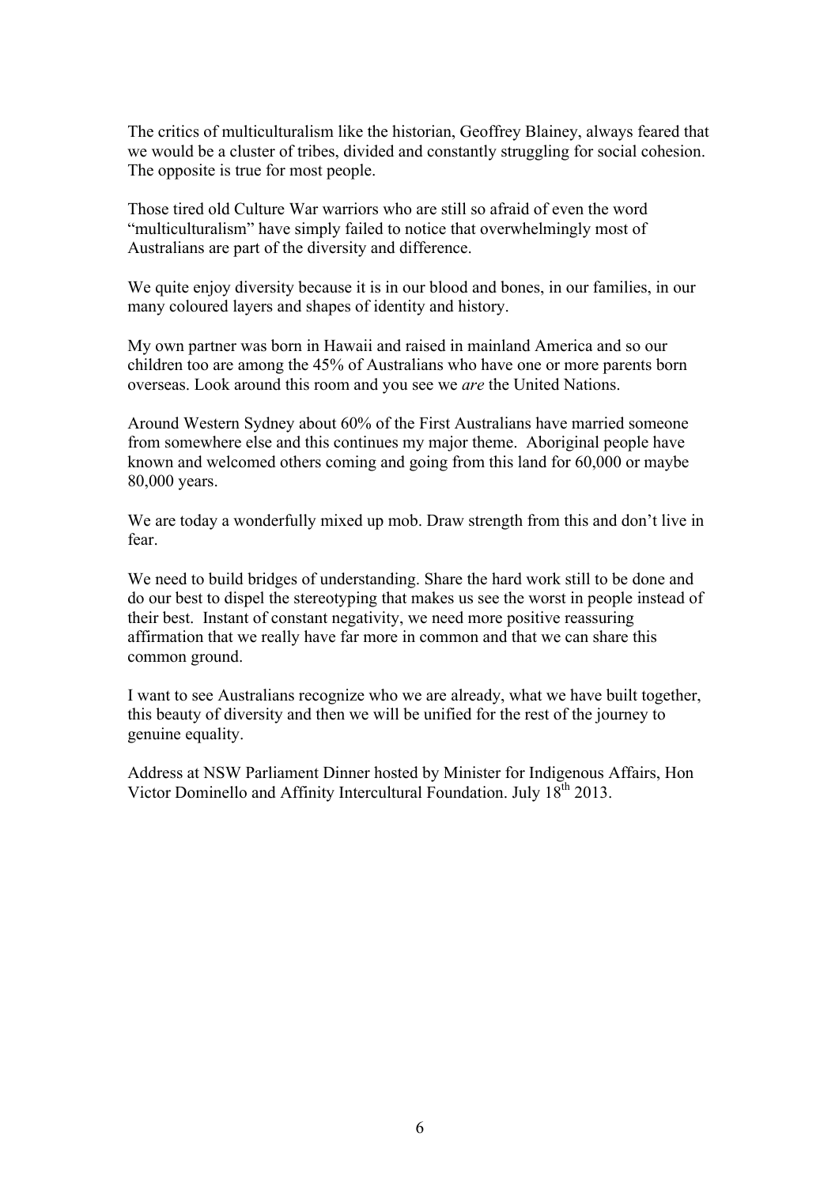The critics of multiculturalism like the historian, Geoffrey Blainey, always feared that we would be a cluster of tribes, divided and constantly struggling for social cohesion. The opposite is true for most people.

Those tired old Culture War warriors who are still so afraid of even the word "multiculturalism" have simply failed to notice that overwhelmingly most of Australians are part of the diversity and difference.

We quite enjoy diversity because it is in our blood and bones, in our families, in our many coloured layers and shapes of identity and history.

My own partner was born in Hawaii and raised in mainland America and so our children too are among the 45% of Australians who have one or more parents born overseas. Look around this room and you see we *are* the United Nations.

Around Western Sydney about 60% of the First Australians have married someone from somewhere else and this continues my major theme. Aboriginal people have known and welcomed others coming and going from this land for 60,000 or maybe 80,000 years.

We are today a wonderfully mixed up mob. Draw strength from this and don't live in fear.

We need to build bridges of understanding. Share the hard work still to be done and do our best to dispel the stereotyping that makes us see the worst in people instead of their best. Instant of constant negativity, we need more positive reassuring affirmation that we really have far more in common and that we can share this common ground.

I want to see Australians recognize who we are already, what we have built together, this beauty of diversity and then we will be unified for the rest of the journey to genuine equality.

Address at NSW Parliament Dinner hosted by Minister for Indigenous Affairs, Hon Victor Dominello and Affinity Intercultural Foundation. July 18th 2013.